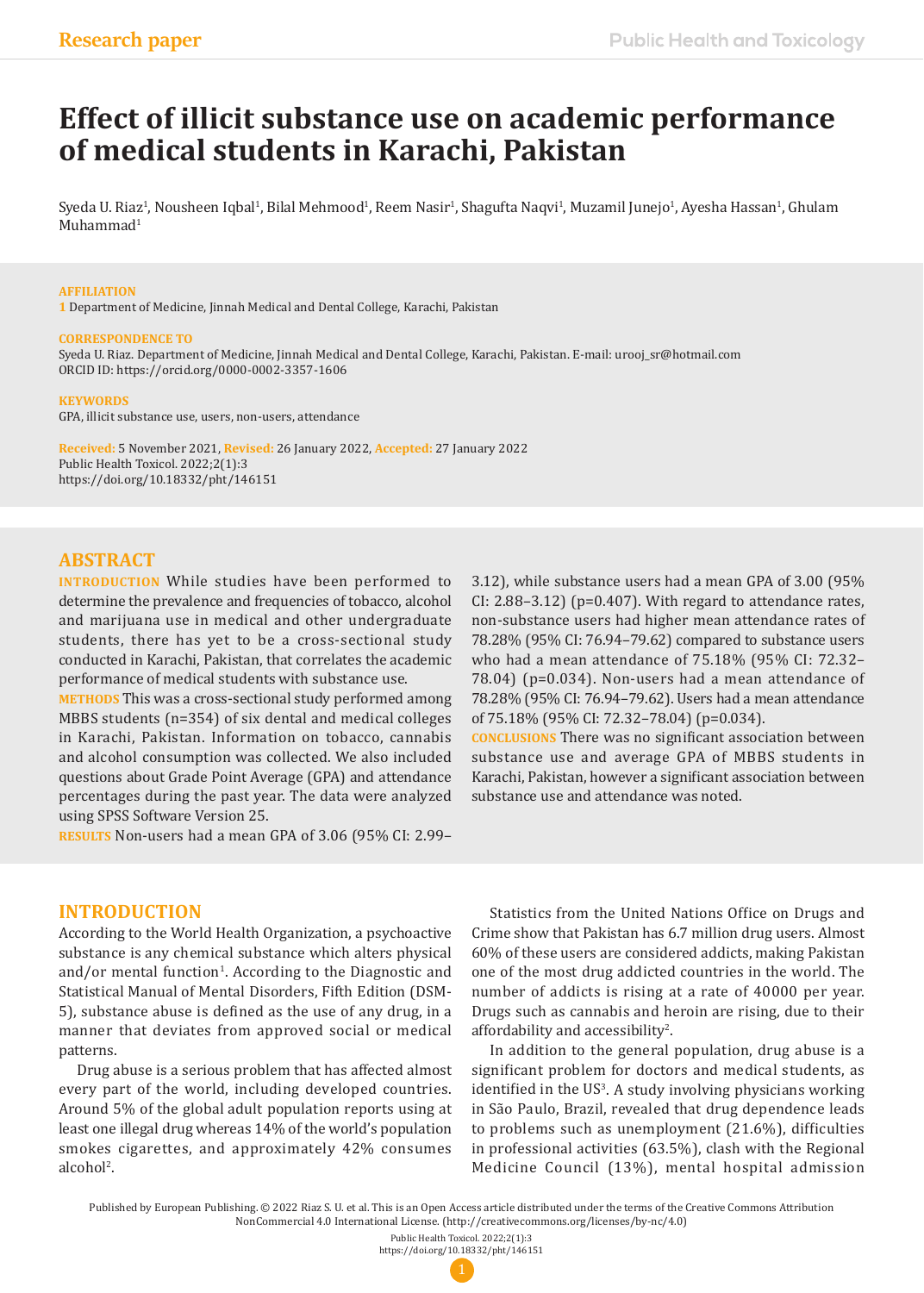Research paper

# Effect of illicit substance use on academic performance of medical students in Karachi, Pakistan

Syeda U. Riaz[1], Nousheen Iqbal[1], Bilal Mehmood[1], Reem Nasir[1], Shagufta Naqvi[1], Muzamil Junejo[1], Ayesha Hassan[1], Ghulam Muhammad[1]

**AFFILIATION**
1 Department of Medicine, Jinnah Medical and Dental College, Karachi, Pakistan

**CORRESPONDENCE TO**
Syeda U. Riaz. Department of Medicine, Jinnah Medical and Dental College, Karachi, Pakistan. E-mail: urooj_sr@hotmail.com
ORCID ID: https://orcid.org/0000-0002-3357-1606

**KEYWORDS**
GPA, illicit substance use, users, non-users, attendance

**Received:** 5 November 2021, **Revised:** 26 January 2022, **Accepted:** 27 January 2022
Public Health Toxicol. 2022;2(1):3
https://doi.org/10.18332/pht/146151

## ABSTRACT

**INTRODUCTION** While studies have been performed to determine the prevalence and frequencies of tobacco, alcohol and marijuana use in medical and other undergraduate students, there has yet to be a cross-sectional study conducted in Karachi, Pakistan, that correlates the academic performance of medical students with substance use.

**METHODS** This was a cross-sectional study performed among MBBS students (n=354) of six dental and medical colleges in Karachi, Pakistan. Information on tobacco, cannabis and alcohol consumption was collected. We also included questions about Grade Point Average (GPA) and attendance percentages during the past year. The data were analyzed using SPSS Software Version 25.

**RESULTS** Non-users had a mean GPA of 3.06 (95% CI: 2.99–3.12), while substance users had a mean GPA of 3.00 (95% CI: 2.88–3.12) (p=0.407). With regard to attendance rates, non-substance users had higher mean attendance rates of 78.28% (95% CI: 76.94–79.62) compared to substance users who had a mean attendance of 75.18% (95% CI: 72.32–78.04) (p=0.034). Non-users had a mean attendance of 78.28% (95% CI: 76.94–79.62). Users had a mean attendance of 75.18% (95% CI: 72.32–78.04) (p=0.034).

**CONCLUSIONS** There was no significant association between substance use and average GPA of MBBS students in Karachi, Pakistan, however a significant association between substance use and attendance was noted.

## INTRODUCTION

According to the World Health Organization, a psychoactive substance is any chemical substance which alters physical and/or mental function[1]. According to the Diagnostic and Statistical Manual of Mental Disorders, Fifth Edition (DSM-5), substance abuse is defined as the use of any drug, in a manner that deviates from approved social or medical patterns.

Drug abuse is a serious problem that has affected almost every part of the world, including developed countries. Around 5% of the global adult population reports using at least one illegal drug whereas 14% of the world's population smokes cigarettes, and approximately 42% consumes alcohol[2].

Statistics from the United Nations Office on Drugs and Crime show that Pakistan has 6.7 million drug users. Almost 60% of these users are considered addicts, making Pakistan one of the most drug addicted countries in the world. The number of addicts is rising at a rate of 40000 per year. Drugs such as cannabis and heroin are rising, due to their affordability and accessibility[2].

In addition to the general population, drug abuse is a significant problem for doctors and medical students, as identified in the US[3]. A study involving physicians working in São Paulo, Brazil, revealed that drug dependence leads to problems such as unemployment (21.6%), difficulties in professional activities (63.5%), clash with the Regional Medicine Council (13%), mental hospital admission

Published by European Publishing. © 2022 Riaz S. U. et al. This is an Open Access article distributed under the terms of the Creative Commons Attribution NonCommercial 4.0 International License. (http://creativecommons.org/licenses/by-nc/4.0)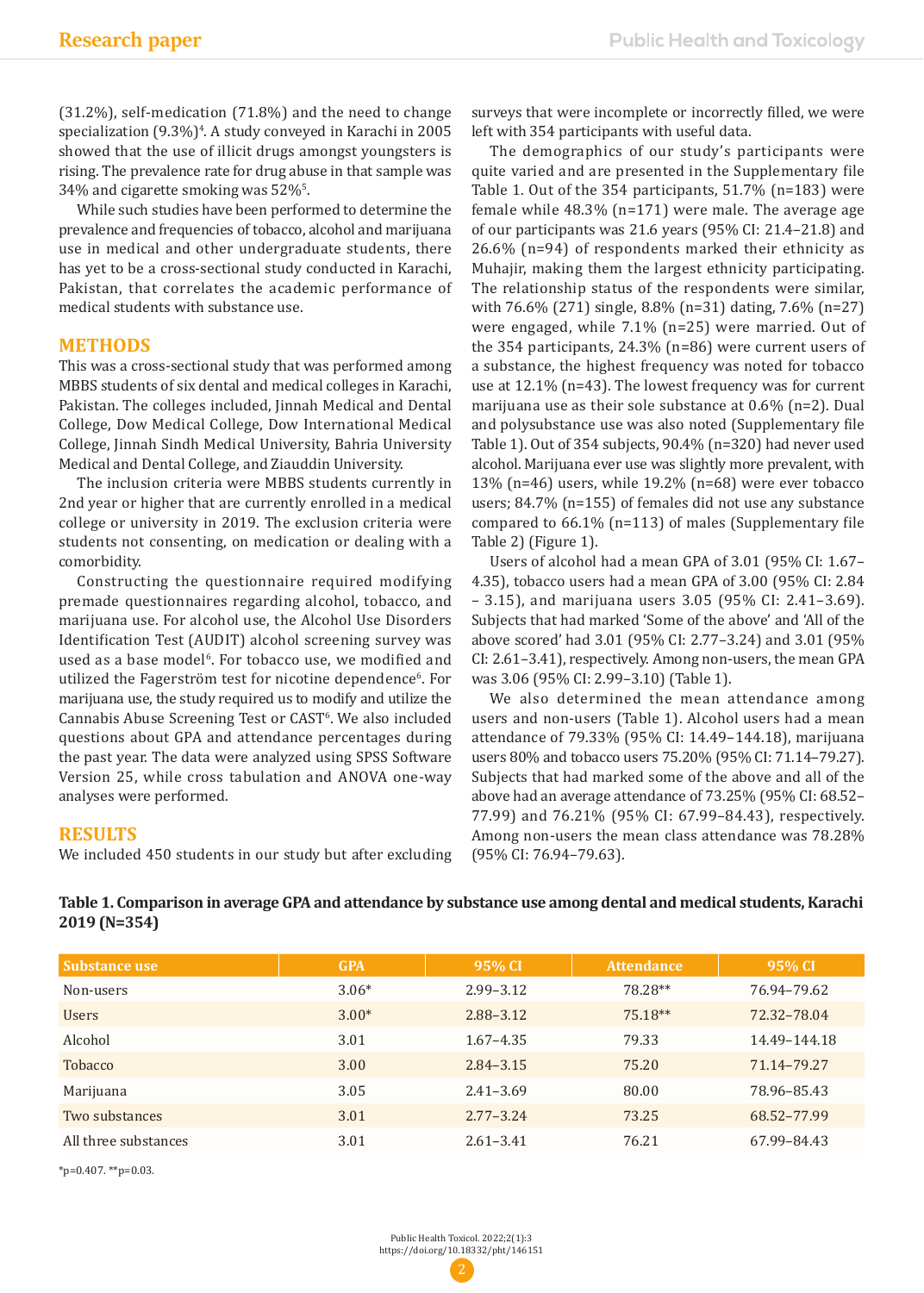(31.2%), self-medication (71.8%) and the need to change specialization (9.3%)[4]. A study conveyed in Karachi in 2005 showed that the use of illicit drugs amongst youngsters is rising. The prevalence rate for drug abuse in that sample was 34% and cigarette smoking was 52%[5].

While such studies have been performed to determine the prevalence and frequencies of tobacco, alcohol and marijuana use in medical and other undergraduate students, there has yet to be a cross-sectional study conducted in Karachi, Pakistan, that correlates the academic performance of medical students with substance use.

## METHODS

This was a cross-sectional study that was performed among MBBS students of six dental and medical colleges in Karachi, Pakistan. The colleges included, Jinnah Medical and Dental College, Dow Medical College, Dow International Medical College, Jinnah Sindh Medical University, Bahria University Medical and Dental College, and Ziauddin University.

The inclusion criteria were MBBS students currently in 2nd year or higher that are currently enrolled in a medical college or university in 2019. The exclusion criteria were students not consenting, on medication or dealing with a comorbidity.

Constructing the questionnaire required modifying premade questionnaires regarding alcohol, tobacco, and marijuana use. For alcohol use, the Alcohol Use Disorders Identification Test (AUDIT) alcohol screening survey was used as a base model[6]. For tobacco use, we modified and utilized the Fagerström test for nicotine dependence[6]. For marijuana use, the study required us to modify and utilize the Cannabis Abuse Screening Test or CAST[6]. We also included questions about GPA and attendance percentages during the past year. The data were analyzed using SPSS Software Version 25, while cross tabulation and ANOVA one-way analyses were performed.

## RESULTS

We included 450 students in our study but after excluding surveys that were incomplete or incorrectly filled, we were left with 354 participants with useful data.

The demographics of our study's participants were quite varied and are presented in the Supplementary file Table 1. Out of the 354 participants, 51.7% (n=183) were female while 48.3% (n=171) were male. The average age of our participants was 21.6 years (95% CI: 21.4–21.8) and 26.6% (n=94) of respondents marked their ethnicity as Muhajir, making them the largest ethnicity participating. The relationship status of the respondents were similar, with 76.6% (271) single, 8.8% (n=31) dating, 7.6% (n=27) were engaged, while 7.1% (n=25) were married. Out of the 354 participants, 24.3% (n=86) were current users of a substance, the highest frequency was noted for tobacco use at 12.1% (n=43). The lowest frequency was for current marijuana use as their sole substance at 0.6% (n=2). Dual and polysubstance use was also noted (Supplementary file Table 1). Out of 354 subjects, 90.4% (n=320) had never used alcohol. Marijuana ever use was slightly more prevalent, with 13% (n=46) users, while 19.2% (n=68) were ever tobacco users; 84.7% (n=155) of females did not use any substance compared to 66.1% (n=113) of males (Supplementary file Table 2) (Figure 1).

Users of alcohol had a mean GPA of 3.01 (95% CI: 1.67–4.35), tobacco users had a mean GPA of 3.00 (95% CI: 2.84 – 3.15), and marijuana users 3.05 (95% CI: 2.41–3.69). Subjects that had marked 'Some of the above' and 'All of the above scored' had 3.01 (95% CI: 2.77–3.24) and 3.01 (95% CI: 2.61–3.41), respectively. Among non-users, the mean GPA was 3.06 (95% CI: 2.99–3.10) (Table 1).

We also determined the mean attendance among users and non-users (Table 1). Alcohol users had a mean attendance of 79.33% (95% CI: 14.49–144.18), marijuana users 80% and tobacco users 75.20% (95% CI: 71.14–79.27). Subjects that had marked some of the above and all of the above had an average attendance of 73.25% (95% CI: 68.52–77.99) and 76.21% (95% CI: 67.99–84.43), respectively. Among non-users the mean class attendance was 78.28% (95% CI: 76.94–79.63).

**Table 1. Comparison in average GPA and attendance by substance use among dental and medical students, Karachi 2019 (N=354)**

| Substance use | GPA | 95% CI | Attendance | 95% CI |
|---|---|---|---|---|
| Non-users | 3.06* | 2.99–3.12 | 78.28** | 76.94–79.62 |
| Users | 3.00* | 2.88–3.12 | 75.18** | 72.32–78.04 |
| Alcohol | 3.01 | 1.67–4.35 | 79.33 | 14.49–144.18 |
| Tobacco | 3.00 | 2.84–3.15 | 75.20 | 71.14–79.27 |
| Marijuana | 3.05 | 2.41–3.69 | 80.00 | 78.96–85.43 |
| Two substances | 3.01 | 2.77–3.24 | 73.25 | 68.52–77.99 |
| All three substances | 3.01 | 2.61–3.41 | 76.21 | 67.99–84.43 |

*p=0.407. **p=0.03.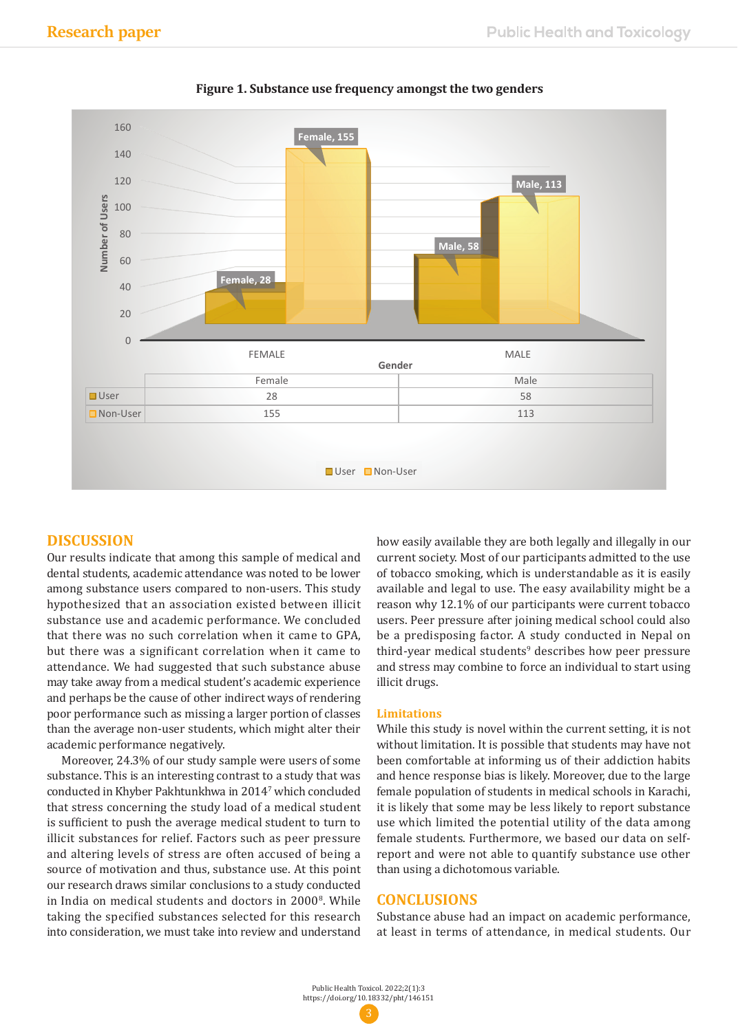**Figure 1. Substance use frequency amongst the two genders**

| | Female | Male |
|---|---|---|
| User | 28 | 58 |
| Non-User | 155 | 113 |

## DISCUSSION

Our results indicate that among this sample of medical and dental students, academic attendance was noted to be lower among substance users compared to non-users. This study hypothesized that an association existed between illicit substance use and academic performance. We concluded that there was no such correlation when it came to GPA, but there was a significant correlation when it came to attendance. We had suggested that such substance abuse may take away from a medical student's academic experience and perhaps be the cause of other indirect ways of rendering poor performance such as missing a larger portion of classes than the average non-user students, which might alter their academic performance negatively.

Moreover, 24.3% of our study sample were users of some substance. This is an interesting contrast to a study that was conducted in Khyber Pakhtunkhwa in 2014[7] which concluded that stress concerning the study load of a medical student is sufficient to push the average medical student to turn to illicit substances for relief. Factors such as peer pressure and altering levels of stress are often accused of being a source of motivation and thus, substance use. At this point our research draws similar conclusions to a study conducted in India on medical students and doctors in 2000[8]. While taking the specified substances selected for this research into consideration, we must take into review and understand how easily available they are both legally and illegally in our current society. Most of our participants admitted to the use of tobacco smoking, which is understandable as it is easily available and legal to use. The easy availability might be a reason why 12.1% of our participants were current tobacco users. Peer pressure after joining medical school could also be a predisposing factor. A study conducted in Nepal on third-year medical students[9] describes how peer pressure and stress may combine to force an individual to start using illicit drugs.

### Limitations

While this study is novel within the current setting, it is not without limitation. It is possible that students may have not been comfortable at informing us of their addiction habits and hence response bias is likely. Moreover, due to the large female population of students in medical schools in Karachi, it is likely that some may be less likely to report substance use which limited the potential utility of the data among female students. Furthermore, we based our data on self-report and were not able to quantify substance use other than using a dichotomous variable.

## CONCLUSIONS

Substance abuse had an impact on academic performance, at least in terms of attendance, in medical students. Our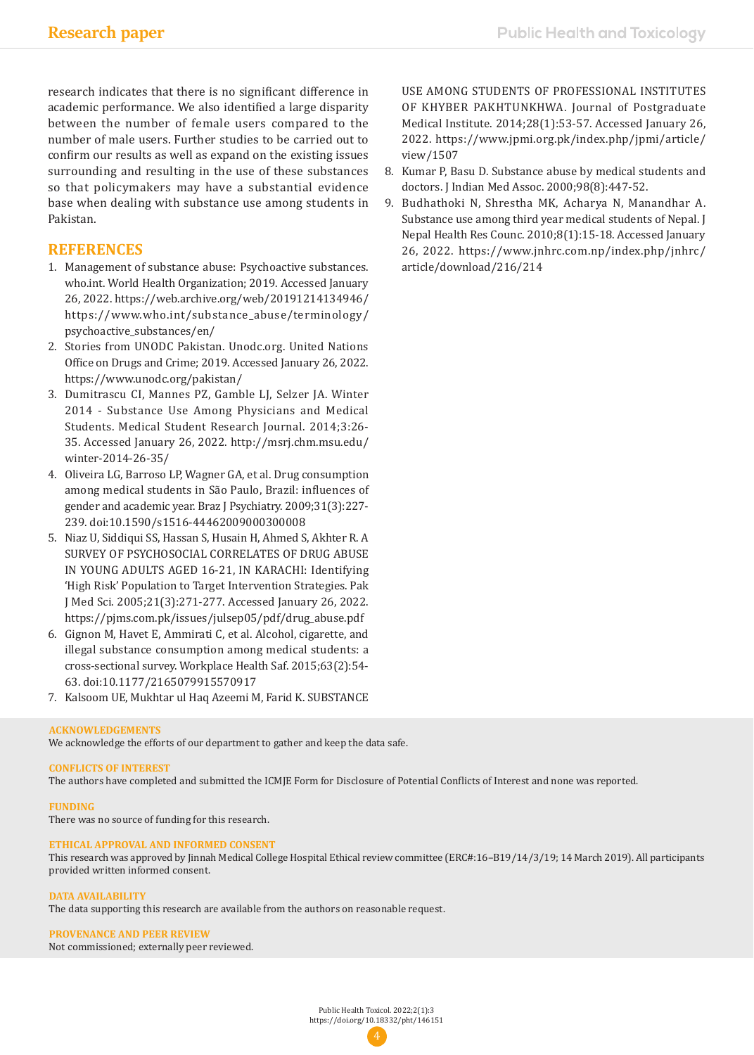research indicates that there is no significant difference in academic performance. We also identified a large disparity between the number of female users compared to the number of male users. Further studies to be carried out to confirm our results as well as expand on the existing issues surrounding and resulting in the use of these substances so that policymakers may have a substantial evidence base when dealing with substance use among students in Pakistan.

## REFERENCES

1. Management of substance abuse: Psychoactive substances. who.int. World Health Organization; 2019. Accessed January 26, 2022. https://web.archive.org/web/20191214134946/https://www.who.int/substance_abuse/terminology/psychoactive_substances/en/
2. Stories from UNODC Pakistan. Unodc.org. United Nations Office on Drugs and Crime; 2019. Accessed January 26, 2022. https://www.unodc.org/pakistan/
3. Dumitrascu CI, Mannes PZ, Gamble LJ, Selzer JA. Winter 2014 - Substance Use Among Physicians and Medical Students. Medical Student Research Journal. 2014;3:26-35. Accessed January 26, 2022. http://msrj.chm.msu.edu/winter-2014-26-35/
4. Oliveira LG, Barroso LP, Wagner GA, et al. Drug consumption among medical students in São Paulo, Brazil: influences of gender and academic year. Braz J Psychiatry. 2009;31(3):227-239. doi:10.1590/s1516-44462009000300008
5. Niaz U, Siddiqui SS, Hassan S, Husain H, Ahmed S, Akhter R. A SURVEY OF PSYCHOSOCIAL CORRELATES OF DRUG ABUSE IN YOUNG ADULTS AGED 16-21, IN KARACHI: Identifying 'High Risk' Population to Target Intervention Strategies. Pak J Med Sci. 2005;21(3):271-277. Accessed January 26, 2022. https://pjms.com.pk/issues/julsep05/pdf/drug_abuse.pdf
6. Gignon M, Havet E, Ammirati C, et al. Alcohol, cigarette, and illegal substance consumption among medical students: a cross-sectional survey. Workplace Health Saf. 2015;63(2):54-63. doi:10.1177/2165079915570917
7. Kalsoom UE, Mukhtar ul Haq Azeemi M, Farid K. SUBSTANCE USE AMONG STUDENTS OF PROFESSIONAL INSTITUTES OF KHYBER PAKHTUNKHWA. Journal of Postgraduate Medical Institute. 2014;28(1):53-57. Accessed January 26, 2022. https://www.jpmi.org.pk/index.php/jpmi/article/view/1507
8. Kumar P, Basu D. Substance abuse by medical students and doctors. J Indian Med Assoc. 2000;98(8):447-52.
9. Budhathoki N, Shrestha MK, Acharya N, Manandhar A. Substance use among third year medical students of Nepal. J Nepal Health Res Counc. 2010;8(1):15-18. Accessed January 26, 2022. https://www.jnhrc.com.np/index.php/jnhrc/article/download/216/214

### ACKNOWLEDGEMENTS

We acknowledge the efforts of our department to gather and keep the data safe.

### CONFLICTS OF INTEREST

The authors have completed and submitted the ICMJE Form for Disclosure of Potential Conflicts of Interest and none was reported.

### FUNDING

There was no source of funding for this research.

### ETHICAL APPROVAL AND INFORMED CONSENT

This research was approved by Jinnah Medical College Hospital Ethical review committee (ERC#:16–B19/14/3/19; 14 March 2019). All participants provided written informed consent.

### DATA AVAILABILITY

The data supporting this research are available from the authors on reasonable request.

### PROVENANCE AND PEER REVIEW

Not commissioned; externally peer reviewed.